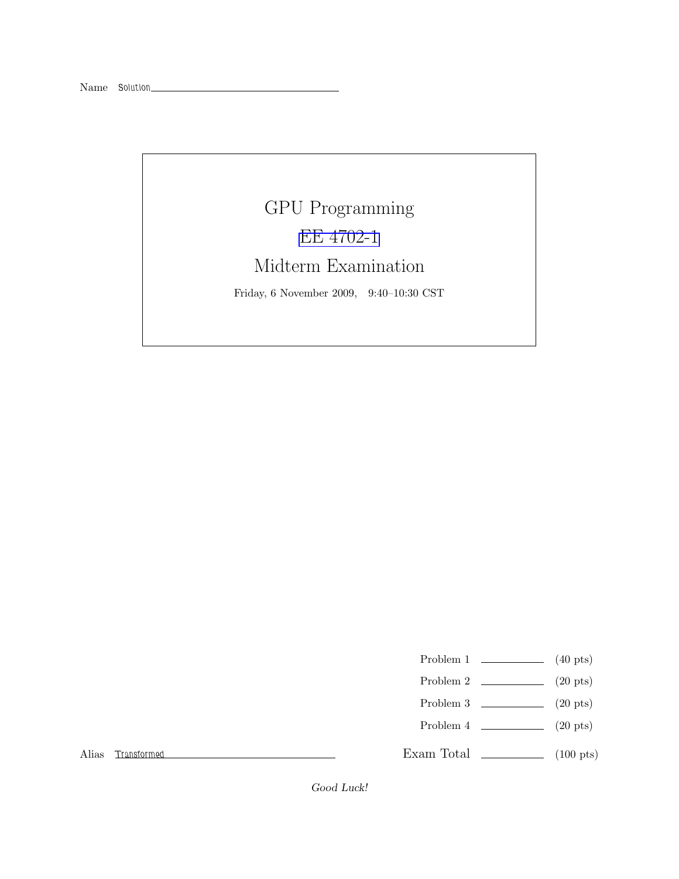Name Solution

# GPU Programming

## EE 4702-1

## Midterm Examination

Friday, 6 November 2009, 9:40–10:30 CST

| | | |
|---|---|---|
| Problem 1 | ______ | (40 pts) |
| Problem 2 | ______ | (20 pts) |
| Problem 3 | ______ | (20 pts) |
| Problem 4 | ______ | (20 pts) |
| Exam Total | ______ | (100 pts) |

Alias Transformed

*Good Luck!*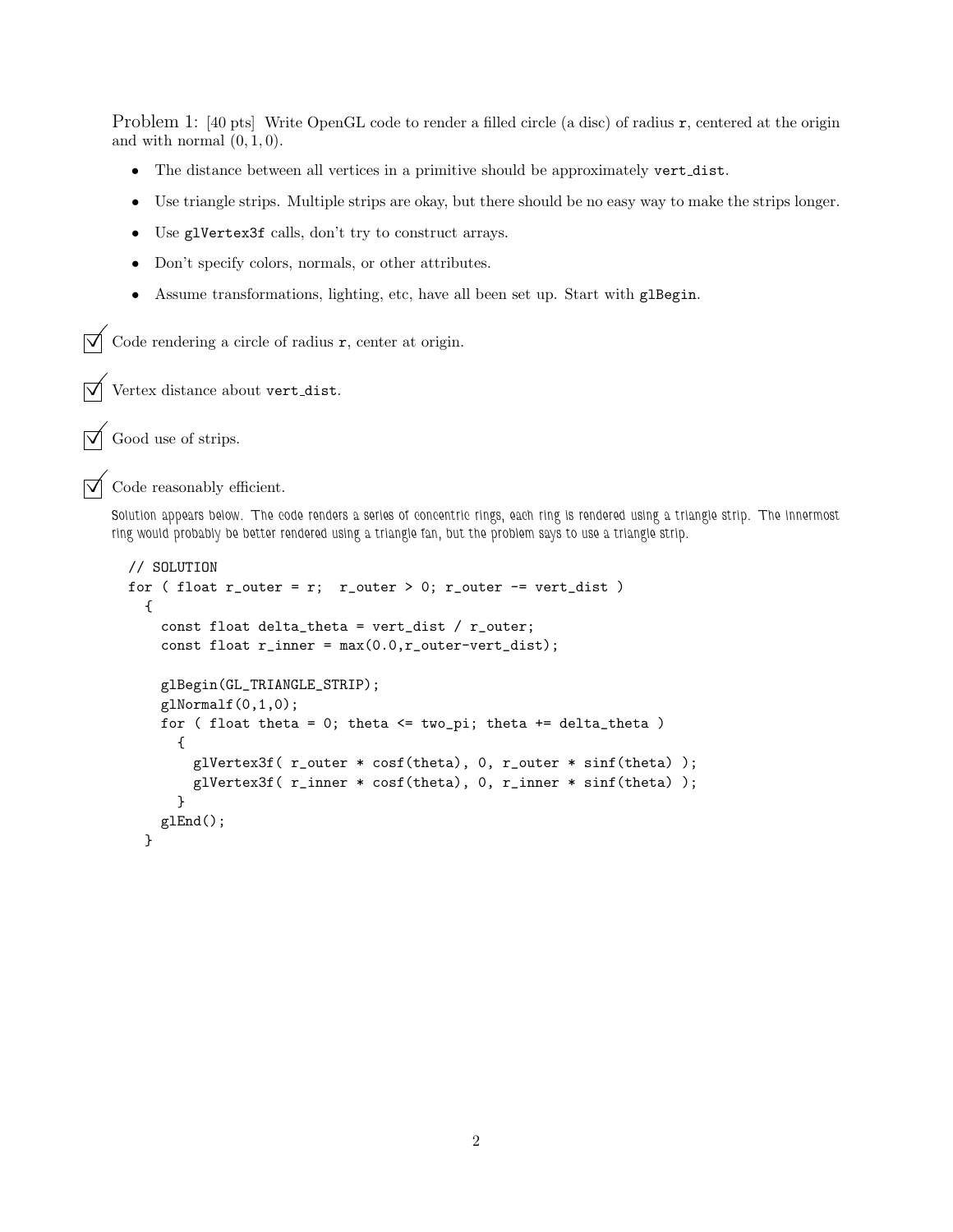Problem 1: [40 pts] Write OpenGL code to render a filled circle (a disc) of radius r, centered at the origin and with normal $(0, 1, 0)$.

- The distance between all vertices in a primitive should be approximately vert_dist.
- Use triangle strips. Multiple strips are okay, but there should be no easy way to make the strips longer.
- Use glVertex3f calls, don't try to construct arrays.
- Don't specify colors, normals, or other attributes.
- Assume transformations, lighting, etc, have all been set up. Start with glBegin.

☑ Code rendering a circle of radius r, center at origin.

☑ Vertex distance about vert_dist.

☑ Good use of strips.

☑ Code reasonably efficient.

Solution appears below. The code renders a series of concentric rings, each ring is rendered using a triangle strip. The innermost ring would probably be better rendered using a triangle fan, but the problem says to use a triangle strip.

```
// SOLUTION
for ( float r_outer = r;  r_outer > 0; r_outer -= vert_dist )
  {
    const float delta_theta = vert_dist / r_outer;
    const float r_inner = max(0.0,r_outer-vert_dist);

    glBegin(GL_TRIANGLE_STRIP);
    glNormalf(0,1,0);
    for ( float theta = 0; theta <= two_pi; theta += delta_theta )
      {
        glVertex3f( r_outer * cosf(theta), 0, r_outer * sinf(theta) );
        glVertex3f( r_inner * cosf(theta), 0, r_inner * sinf(theta) );
      }
    glEnd();
  }
```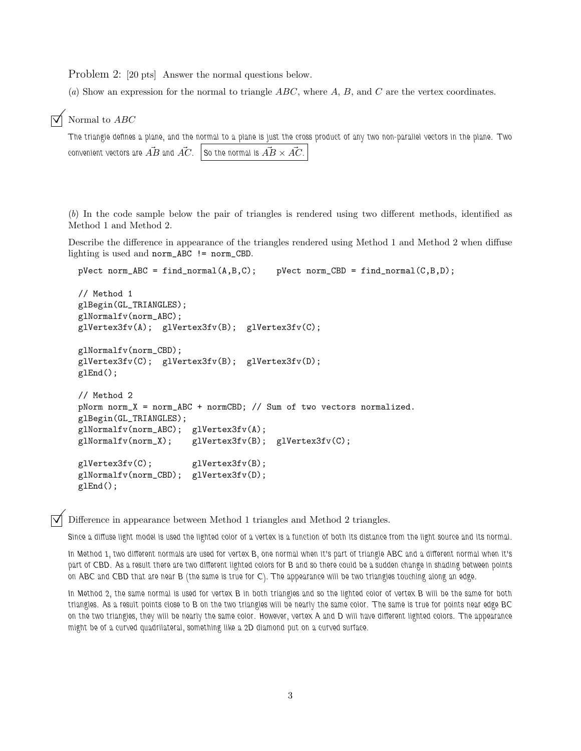Problem 2: [20 pts] Answer the normal questions below.

(*a*) Show an expression for the normal to triangle $ABC$, where $A$, $B$, and $C$ are the vertex coordinates.

☑ Normal to $ABC$

The triangle defines a plane, and the normal to a plane is just the cross product of any two non-parallel vectors in the plane. Two convenient vectors are $\vec{AB}$ and $\vec{AC}$. So the normal is $\vec{AB} \times \vec{AC}$.

(*b*) In the code sample below the pair of triangles is rendered using two different methods, identified as Method 1 and Method 2.

Describe the difference in appearance of the triangles rendered using Method 1 and Method 2 when diffuse lighting is used and `norm_ABC != norm_CBD`.

```
pVect norm_ABC = find_normal(A,B,C);     pVect norm_CBD = find_normal(C,B,D);

// Method 1
glBegin(GL_TRIANGLES);
glNormalfv(norm_ABC);
glVertex3fv(A);  glVertex3fv(B);  glVertex3fv(C);

glNormalfv(norm_CBD);
glVertex3fv(C);  glVertex3fv(B);  glVertex3fv(D);
glEnd();

// Method 2
pNorm norm_X = norm_ABC + normCBD; // Sum of two vectors normalized.
glBegin(GL_TRIANGLES);
glNormalfv(norm_ABC);  glVertex3fv(A);
glNormalfv(norm_X);    glVertex3fv(B);  glVertex3fv(C);

glVertex3fv(C);        glVertex3fv(B);
glNormalfv(norm_CBD);  glVertex3fv(D);
glEnd();
```

☑ Difference in appearance between Method 1 triangles and Method 2 triangles.

Since a diffuse light model is used the lighted color of a vertex is a function of both its distance from the light source and its normal.

In Method 1, two different normals are used for vertex B, one normal when it's part of triangle ABC and a different normal when it's part of CBD. As a result there are two different lighted colors for B and so there could be a sudden change in shading between points on ABC and CBD that are near B (the same is true for C). The appearance will be two triangles touching along an edge.

In Method 2, the same normal is used for vertex B in both triangles and so the lighted color of vertex B will be the same for both triangles. As a result points close to B on the two triangles will be nearly the same color. The same is true for points near edge BC on the two triangles, they will be nearly the same color. However, vertex A and D will have different lighted colors. The appearance might be of a curved quadrilateral, something like a 2D diamond put on a curved surface.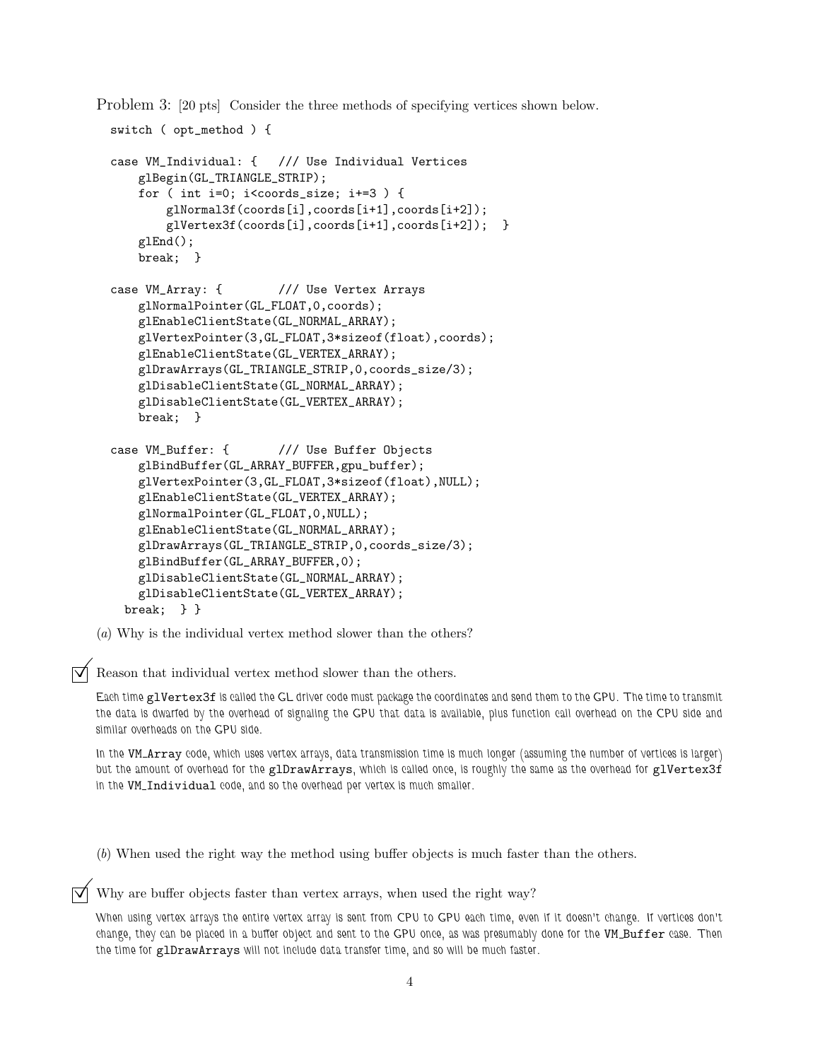Problem 3: [20 pts] Consider the three methods of specifying vertices shown below.

```
switch ( opt_method ) {

case VM_Individual: {   /// Use Individual Vertices
    glBegin(GL_TRIANGLE_STRIP);
    for ( int i=0; i<coords_size; i+=3 ) {
        glNormal3f(coords[i],coords[i+1],coords[i+2]);
        glVertex3f(coords[i],coords[i+1],coords[i+2]);  }
    glEnd();
    break;  }

case VM_Array: {        /// Use Vertex Arrays
    glNormalPointer(GL_FLOAT,0,coords);
    glEnableClientState(GL_NORMAL_ARRAY);
    glVertexPointer(3,GL_FLOAT,3*sizeof(float),coords);
    glEnableClientState(GL_VERTEX_ARRAY);
    glDrawArrays(GL_TRIANGLE_STRIP,0,coords_size/3);
    glDisableClientState(GL_NORMAL_ARRAY);
    glDisableClientState(GL_VERTEX_ARRAY);
    break;  }

case VM_Buffer: {       /// Use Buffer Objects
    glBindBuffer(GL_ARRAY_BUFFER,gpu_buffer);
    glVertexPointer(3,GL_FLOAT,3*sizeof(float),NULL);
    glEnableClientState(GL_VERTEX_ARRAY);
    glNormalPointer(GL_FLOAT,0,NULL);
    glEnableClientState(GL_NORMAL_ARRAY);
    glDrawArrays(GL_TRIANGLE_STRIP,0,coords_size/3);
    glBindBuffer(GL_ARRAY_BUFFER,0);
    glDisableClientState(GL_NORMAL_ARRAY);
    glDisableClientState(GL_VERTEX_ARRAY);
  break;  } }
```

(*a*) Why is the individual vertex method slower than the others?

☑ Reason that individual vertex method slower than the others.

*Each time* `glVertex3f` *is called the GL driver code must package the coordinates and send them to the GPU. The time to transmit the data is dwarfed by the overhead of signaling the GPU that data is available, plus function call overhead on the CPU side and similar overheads on the GPU side.*

*In the* `VM_Array` *code, which uses vertex arrays, data transmission time is much longer (assuming the number of vertices is larger) but the amount of overhead for the* `glDrawArrays`*, which is called once, is roughly the same as the overhead for* `glVertex3f` *in the* `VM_Individual` *code, and so the overhead per vertex is much smaller.*

(*b*) When used the right way the method using buffer objects is much faster than the others.

☑ Why are buffer objects faster than vertex arrays, when used the right way?

*When using vertex arrays the entire vertex array is sent from CPU to GPU each time, even if it doesn't change. If vertices don't change, they can be placed in a buffer object and sent to the GPU once, as was presumably done for the* `VM_Buffer` *case. Then the time for* `glDrawArrays` *will not include data transfer time, and so will be much faster.*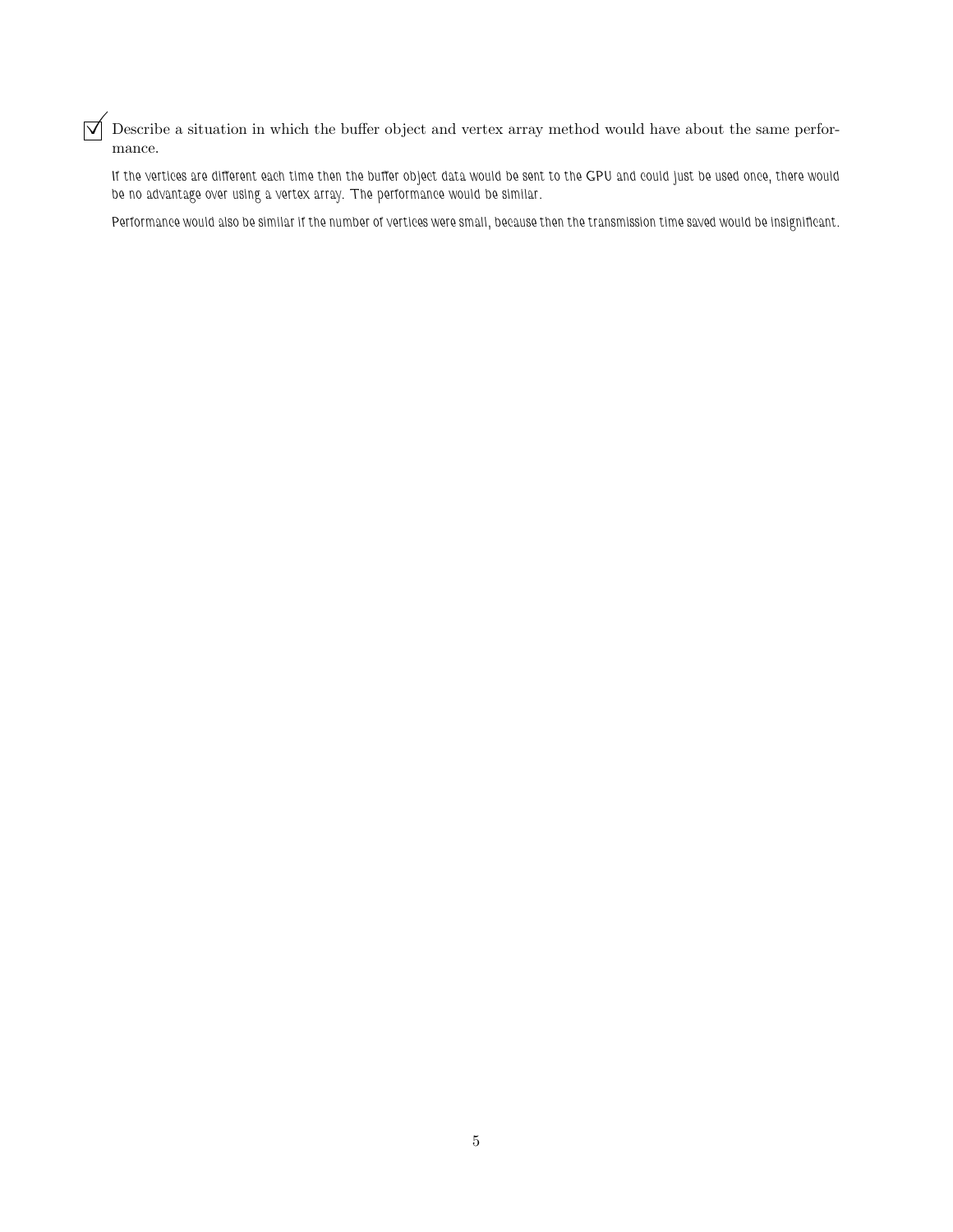☑ Describe a situation in which the buffer object and vertex array method would have about the same performance.

If the vertices are different each time then the buffer object data would be sent to the GPU and could just be used once, there would be no advantage over using a vertex array. The performance would be similar.

Performance would also be similar if the number of vertices were small, because then the transmission time saved would be insignificant.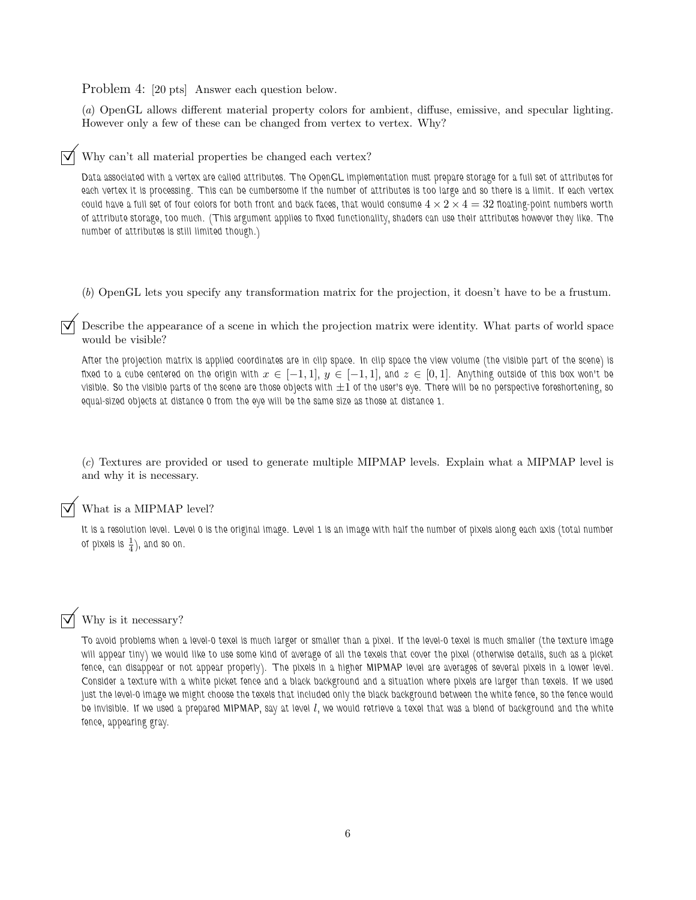Problem 4: [20 pts] Answer each question below.

(*a*) OpenGL allows different material property colors for ambient, diffuse, emissive, and specular lighting. However only a few of these can be changed from vertex to vertex. Why?

☑ Why can't all material properties be changed each vertex?

Data associated with a vertex are called attributes. The OpenGL implementation must prepare storage for a full set of attributes for each vertex it is processing. This can be cumbersome if the number of attributes is too large and so there is a limit. If each vertex could have a full set of four colors for both front and back faces, that would consume $4 \times 2 \times 4 = 32$ floating-point numbers worth of attribute storage, too much. (This argument applies to fixed functionality, shaders can use their attributes however they like. The number of attributes is still limited though.)

(*b*) OpenGL lets you specify any transformation matrix for the projection, it doesn't have to be a frustum.

☑ Describe the appearance of a scene in which the projection matrix were identity. What parts of world space would be visible?

After the projection matrix is applied coordinates are in clip space. In clip space the view volume (the visible part of the scene) is fixed to a cube centered on the origin with $x \in [-1, 1]$, $y \in [-1, 1]$, and $z \in [0, 1]$. Anything outside of this box won't be visible. So the visible parts of the scene are those objects with $\pm 1$ of the user's eye. There will be no perspective foreshortening, so equal-sized objects at distance 0 from the eye will be the same size as those at distance 1.

(*c*) Textures are provided or used to generate multiple MIPMAP levels. Explain what a MIPMAP level is and why it is necessary.

☑ What is a MIPMAP level?

It is a resolution level. Level 0 is the original image. Level 1 is an image with half the number of pixels along each axis (total number of pixels is $\frac{1}{4}$), and so on.

☑ Why is it necessary?

To avoid problems when a level-0 texel is much larger or smaller than a pixel. If the level-0 texel is much smaller (the texture image will appear tiny) we would like to use some kind of average of all the texels that cover the pixel (otherwise details, such as a picket fence, can disappear or not appear properly). The pixels in a higher MIPMAP level are averages of several pixels in a lower level. Consider a texture with a white picket fence and a black background and a situation where pixels are larger than texels. If we used just the level-0 image we might choose the texels that included only the black background between the white fence, so the fence would be invisible. If we used a prepared MIPMAP, say at level $l$, we would retrieve a texel that was a blend of background and the white fence, appearing gray.